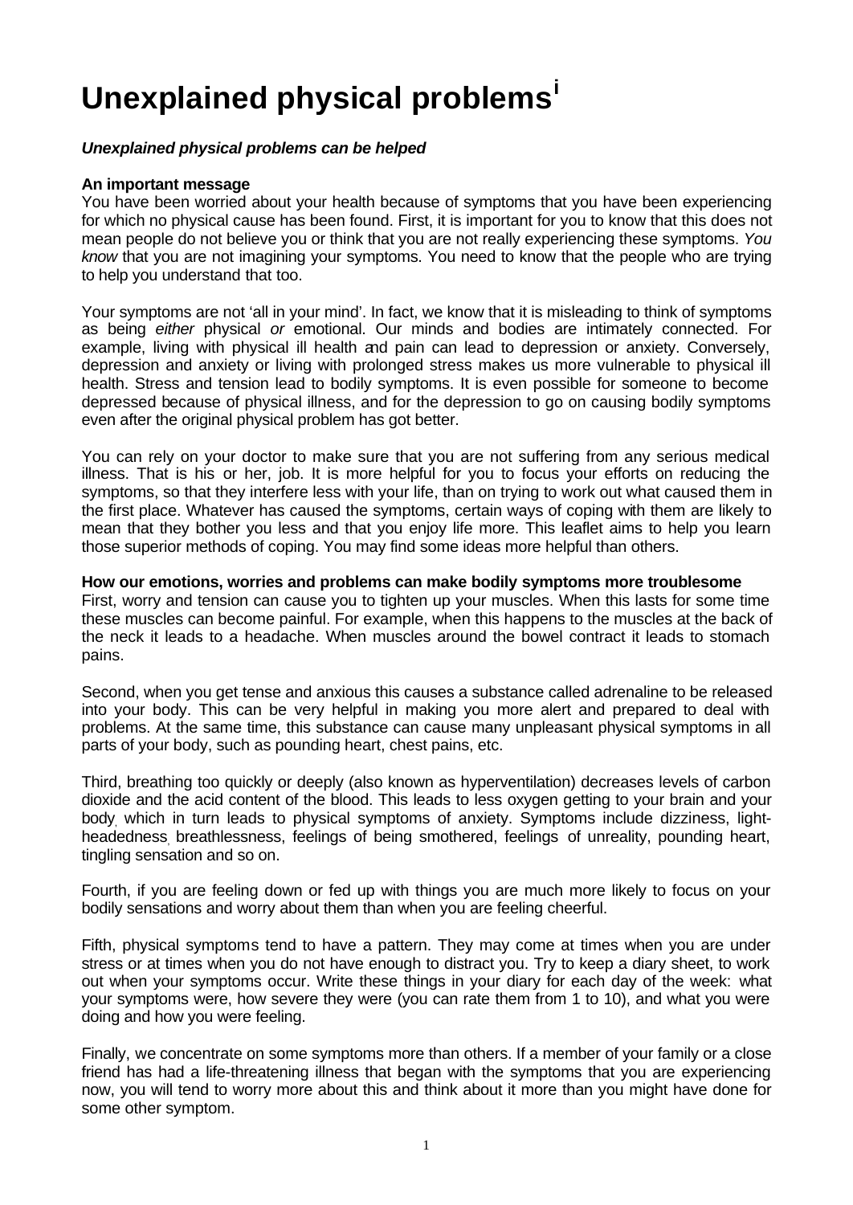# Unexplained physical problems[i]

***Unexplained physical problems can be helped***

**An important message**
You have been worried about your health because of symptoms that you have been experiencing for which no physical cause has been found. First, it is important for you to know that this does not mean people do not believe you or think that you are not really experiencing these symptoms. *You know* that you are not imagining your symptoms. You need to know that the people who are trying to help you understand that too.

Your symptoms are not 'all in your mind'. In fact, we know that it is misleading to think of symptoms as being *either* physical *or* emotional. Our minds and bodies are intimately connected. For example, living with physical ill health and pain can lead to depression or anxiety. Conversely, depression and anxiety or living with prolonged stress makes us more vulnerable to physical ill health. Stress and tension lead to bodily symptoms. It is even possible for someone to become depressed because of physical illness, and for the depression to go on causing bodily symptoms even after the original physical problem has got better.

You can rely on your doctor to make sure that you are not suffering from any serious medical illness. That is his or her, job. It is more helpful for you to focus your efforts on reducing the symptoms, so that they interfere less with your life, than on trying to work out what caused them in the first place. Whatever has caused the symptoms, certain ways of coping with them are likely to mean that they bother you less and that you enjoy life more. This leaflet aims to help you learn those superior methods of coping. You may find some ideas more helpful than others.

**How our emotions, worries and problems can make bodily symptoms more troublesome**
First, worry and tension can cause you to tighten up your muscles. When this lasts for some time these muscles can become painful. For example, when this happens to the muscles at the back of the neck it leads to a headache. When muscles around the bowel contract it leads to stomach pains.

Second, when you get tense and anxious this causes a substance called adrenaline to be released into your body. This can be very helpful in making you more alert and prepared to deal with problems. At the same time, this substance can cause many unpleasant physical symptoms in all parts of your body, such as pounding heart, chest pains, etc.

Third, breathing too quickly or deeply (also known as hyperventilation) decreases levels of carbon dioxide and the acid content of the blood. This leads to less oxygen getting to your brain and your body, which in turn leads to physical symptoms of anxiety. Symptoms include dizziness, light-headedness, breathlessness, feelings of being smothered, feelings of unreality, pounding heart, tingling sensation and so on.

Fourth, if you are feeling down or fed up with things you are much more likely to focus on your bodily sensations and worry about them than when you are feeling cheerful.

Fifth, physical symptoms tend to have a pattern. They may come at times when you are under stress or at times when you do not have enough to distract you. Try to keep a diary sheet, to work out when your symptoms occur. Write these things in your diary for each day of the week: what your symptoms were, how severe they were (you can rate them from 1 to 10), and what you were doing and how you were feeling.

Finally, we concentrate on some symptoms more than others. If a member of your family or a close friend has had a life-threatening illness that began with the symptoms that you are experiencing now, you will tend to worry more about this and think about it more than you might have done for some other symptom.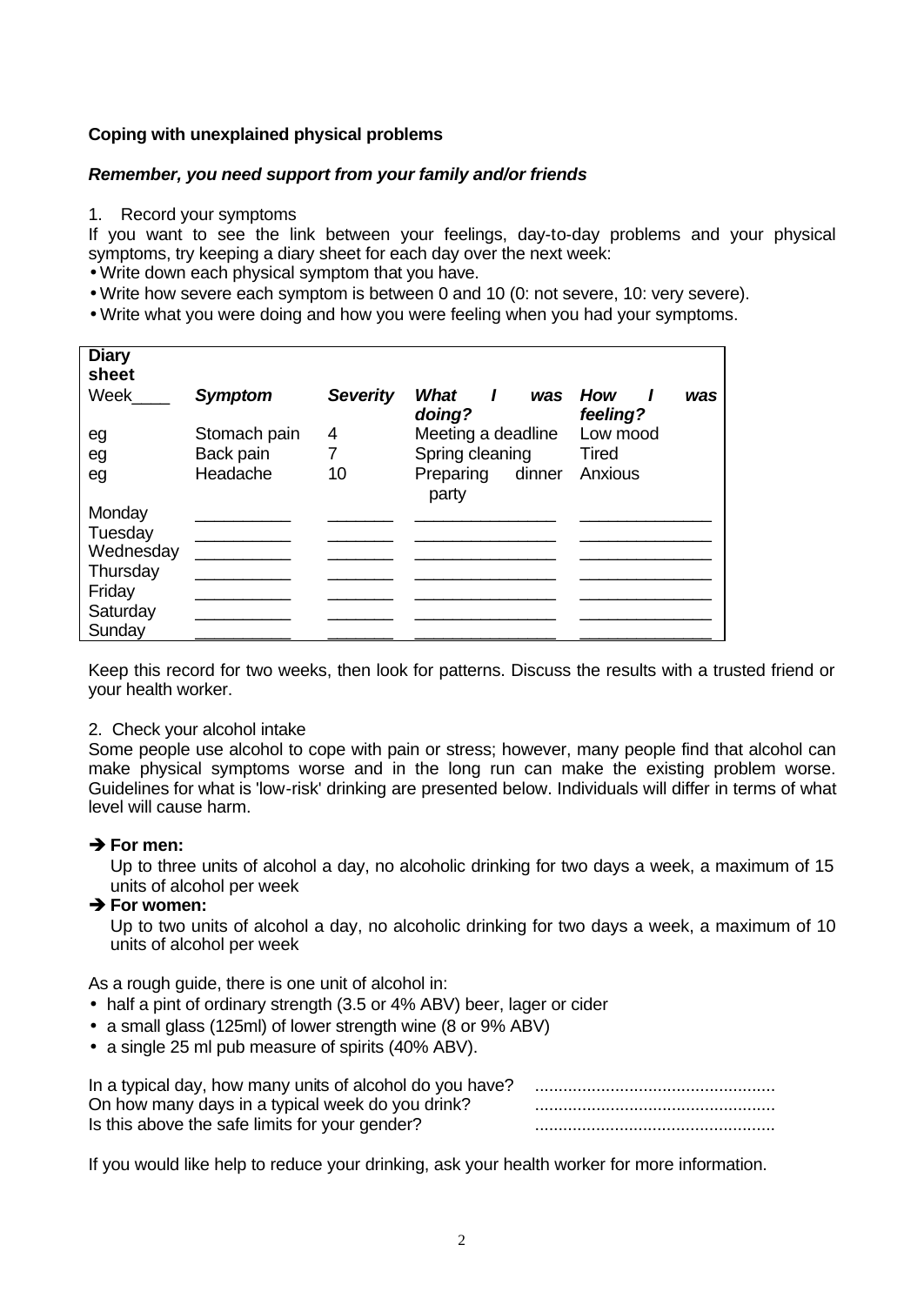**Coping with unexplained physical problems**

***Remember, you need support from your family and/or friends***

1. Record your symptoms

If you want to see the link between your feelings, day-to-day problems and your physical symptoms, try keeping a diary sheet for each day over the next week:

- Write down each physical symptom that you have.
- Write how severe each symptom is between 0 and 10 (0: not severe, 10: very severe).
- Write what you were doing and how you were feeling when you had your symptoms.

| **Diary sheet** Week____ | ***Symptom*** | ***Severity*** | ***What I was doing?*** | ***How I was feeling?*** |
|---|---|---|---|---|
| eg | Stomach pain | 4 | Meeting a deadline | Low mood |
| eg | Back pain | 7 | Spring cleaning | Tired |
| eg | Headache | 10 | Preparing dinner party | Anxious |
| Monday | __________ | _______ | _______________ | ______________ |
| Tuesday | __________ | _______ | _______________ | ______________ |
| Wednesday | __________ | _______ | _______________ | ______________ |
| Thursday | __________ | _______ | _______________ | ______________ |
| Friday | __________ | _______ | _______________ | ______________ |
| Saturday | __________ | _______ | _______________ | ______________ |
| Sunday | __________ | _______ | _______________ | ______________ |

Keep this record for two weeks, then look for patterns. Discuss the results with a trusted friend or your health worker.

2. Check your alcohol intake

Some people use alcohol to cope with pain or stress; however, many people find that alcohol can make physical symptoms worse and in the long run can make the existing problem worse. Guidelines for what is 'low-risk' drinking are presented below. Individuals will differ in terms of what level will cause harm.

➔ **For men:**

Up to three units of alcohol a day, no alcoholic drinking for two days a week, a maximum of 15 units of alcohol per week

➔ **For women:**

Up to two units of alcohol a day, no alcoholic drinking for two days a week, a maximum of 10 units of alcohol per week

As a rough guide, there is one unit of alcohol in:

- half a pint of ordinary strength (3.5 or 4% ABV) beer, lager or cider
- a small glass (125ml) of lower strength wine (8 or 9% ABV)
- a single 25 ml pub measure of spirits (40% ABV).

In a typical day, how many units of alcohol do you have? ..................................................

On how many days in a typical week do you drink? ..................................................

Is this above the safe limits for your gender? ..................................................

If you would like help to reduce your drinking, ask your health worker for more information.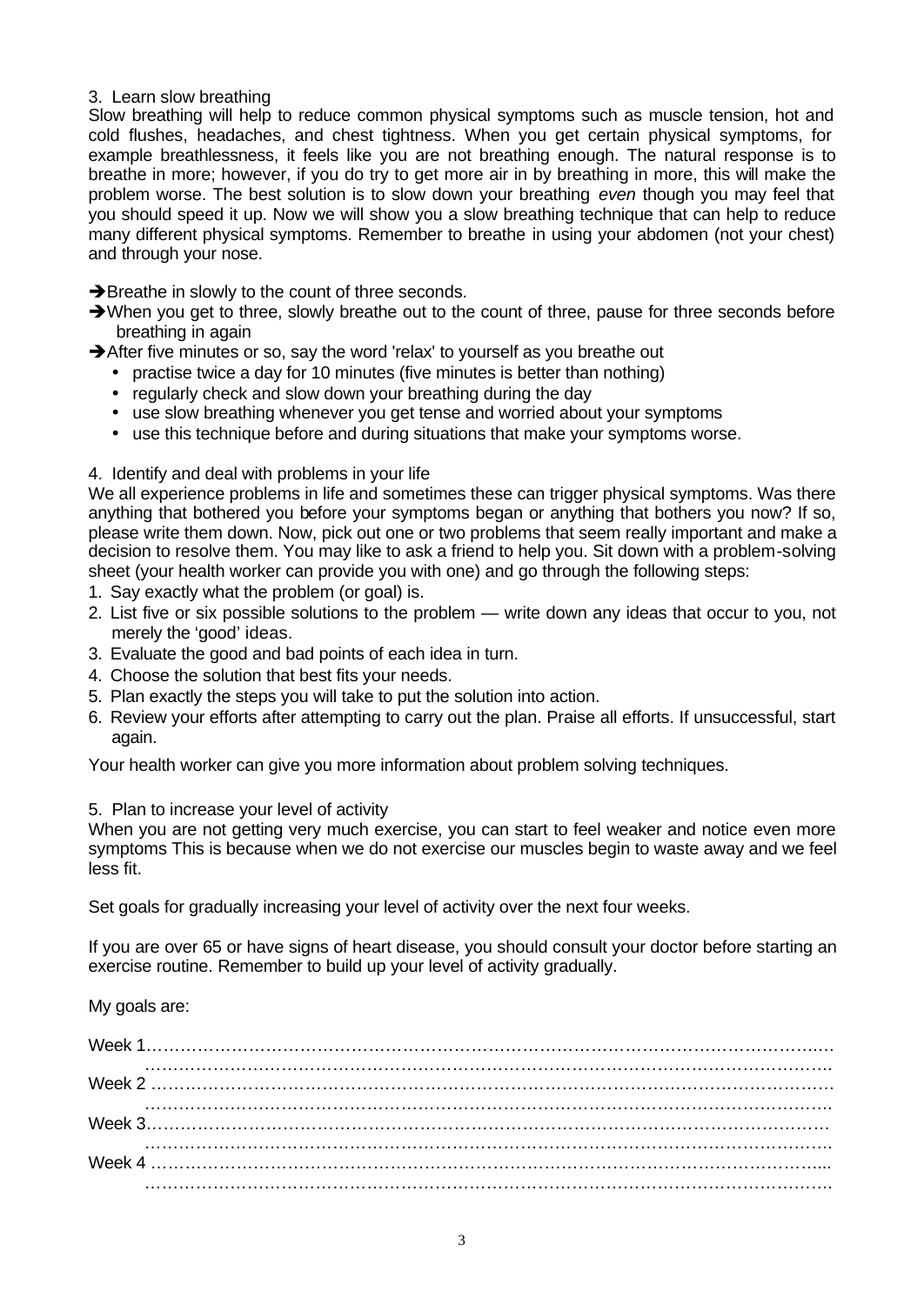3. Learn slow breathing

Slow breathing will help to reduce common physical symptoms such as muscle tension, hot and cold flushes, headaches, and chest tightness. When you get certain physical symptoms, for example breathlessness, it feels like you are not breathing enough. The natural response is to breathe in more; however, if you do try to get more air in by breathing in more, this will make the problem worse. The best solution is to slow down your breathing *even* though you may feel that you should speed it up. Now we will show you a slow breathing technique that can help to reduce many different physical symptoms. Remember to breathe in using your abdomen (not your chest) and through your nose.

➔Breathe in slowly to the count of three seconds.

➔When you get to three, slowly breathe out to the count of three, pause for three seconds before breathing in again

➔After five minutes or so, say the word 'relax' to yourself as you breathe out

- practise twice a day for 10 minutes (five minutes is better than nothing)
- regularly check and slow down your breathing during the day
- use slow breathing whenever you get tense and worried about your symptoms
- use this technique before and during situations that make your symptoms worse.

4. Identify and deal with problems in your life

We all experience problems in life and sometimes these can trigger physical symptoms. Was there anything that bothered you before your symptoms began or anything that bothers you now? If so, please write them down. Now, pick out one or two problems that seem really important and make a decision to resolve them. You may like to ask a friend to help you. Sit down with a problem-solving sheet (your health worker can provide you with one) and go through the following steps:

1. Say exactly what the problem (or goal) is.
2. List five or six possible solutions to the problem — write down any ideas that occur to you, not merely the 'good' ideas.
3. Evaluate the good and bad points of each idea in turn.
4. Choose the solution that best fits your needs.
5. Plan exactly the steps you will take to put the solution into action.
6. Review your efforts after attempting to carry out the plan. Praise all efforts. If unsuccessful, start again.

Your health worker can give you more information about problem solving techniques.

5. Plan to increase your level of activity

When you are not getting very much exercise, you can start to feel weaker and notice even more symptoms This is because when we do not exercise our muscles begin to waste away and we feel less fit.

Set goals for gradually increasing your level of activity over the next four weeks.

If you are over 65 or have signs of heart disease, you should consult your doctor before starting an exercise routine. Remember to build up your level of activity gradually.

My goals are:

Week 1……………………………………………………………………………………………………
……………………………………………………………………………………………………

Week 2 ……………………………………………………………………………………………………
……………………………………………………………………………………………………

Week 3……………………………………………………………………………………………………
……………………………………………………………………………………………………

Week 4 ……………………………………………………………………………………………………
……………………………………………………………………………………………………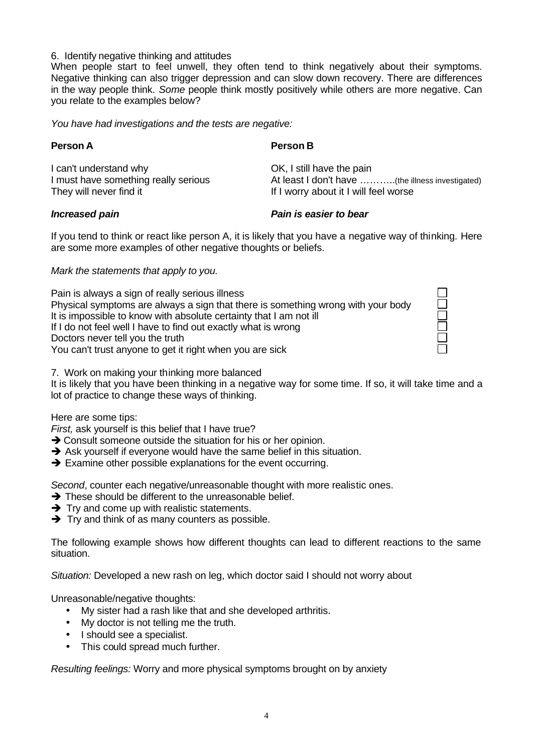6. Identify negative thinking and attitudes

When people start to feel unwell, they often tend to think negatively about their symptoms. Negative thinking can also trigger depression and can slow down recovery. There are differences in the way people think. *Some* people think mostly positively while others are more negative. Can you relate to the examples below?

*You have had investigations and the tests are negative:*

| **Person A** | **Person B** |
|---|---|
| I can't understand why<br>I must have something really serious<br>They will never find it | OK, I still have the pain<br>At least I don't have ………..(the illness investigated)<br>If I worry about it I will feel worse |
| ***Increased pain*** | ***Pain is easier to bear*** |

If you tend to think or react like person A, it is likely that you have a negative way of thinking. Here are some more examples of other negative thoughts or beliefs.

*Mark the statements that apply to you.*

- ☐ Pain is always a sign of really serious illness
- ☐ Physical symptoms are always a sign that there is something wrong with your body
- ☐ It is impossible to know with absolute certainty that I am not ill
- ☐ If I do not feel well I have to find out exactly what is wrong
- ☐ Doctors never tell you the truth
- ☐ You can't trust anyone to get it right when you are sick

7. Work on making your thinking more balanced

It is likely that you have been thinking in a negative way for some time. If so, it will take time and a lot of practice to change these ways of thinking.

Here are some tips:

*First,* ask yourself is this belief that I have true?

- ➔ Consult someone outside the situation for his or her opinion.
- ➔ Ask yourself if everyone would have the same belief in this situation.
- ➔ Examine other possible explanations for the event occurring.

*Second*, counter each negative/unreasonable thought with more realistic ones.

- ➔ These should be different to the unreasonable belief.
- ➔ Try and come up with realistic statements.
- ➔ Try and think of as many counters as possible.

The following example shows how different thoughts can lead to different reactions to the same situation.

*Situation:* Developed a new rash on leg, which doctor said I should not worry about

Unreasonable/negative thoughts:

- My sister had a rash like that and she developed arthritis.
- My doctor is not telling me the truth.
- I should see a specialist.
- This could spread much further.

*Resulting feelings:* Worry and more physical symptoms brought on by anxiety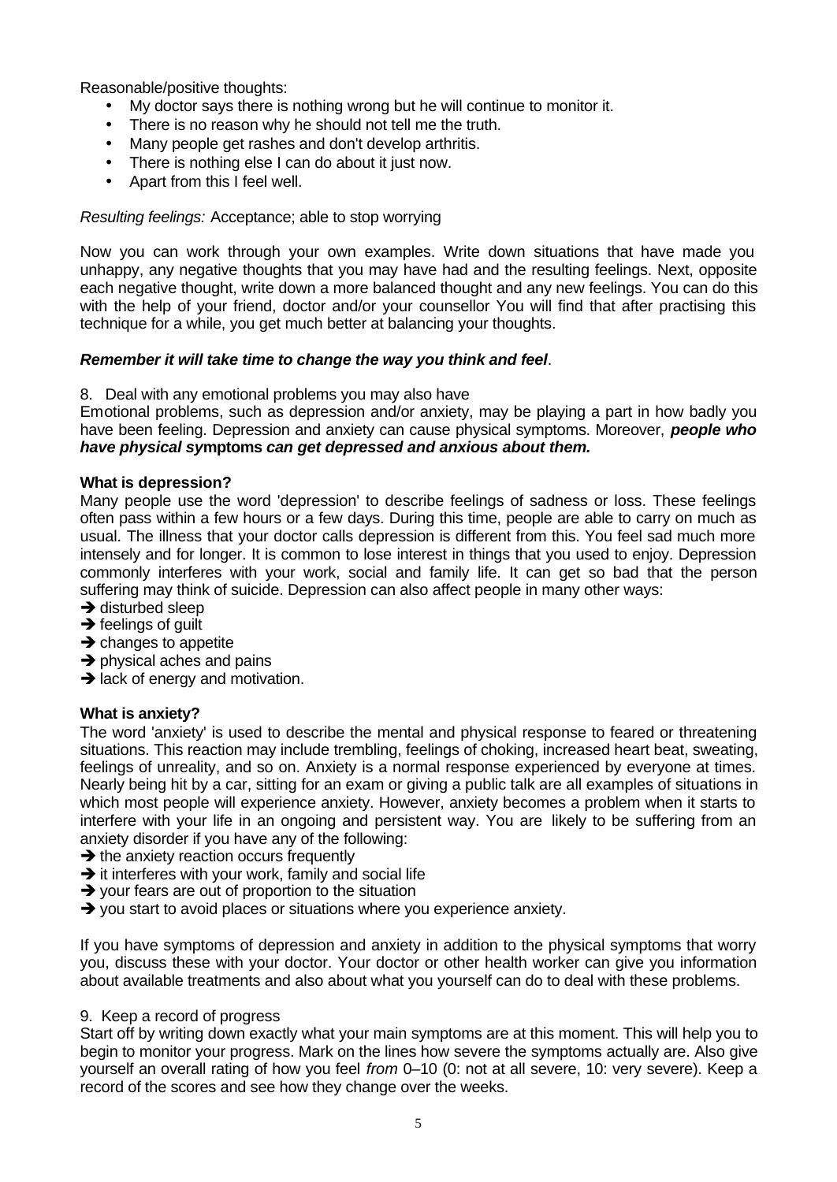Reasonable/positive thoughts:

- My doctor says there is nothing wrong but he will continue to monitor it.
- There is no reason why he should not tell me the truth.
- Many people get rashes and don't develop arthritis.
- There is nothing else I can do about it just now.
- Apart from this I feel well.

*Resulting feelings:* Acceptance; able to stop worrying

Now you can work through your own examples. Write down situations that have made you unhappy, any negative thoughts that you may have had and the resulting feelings. Next, opposite each negative thought, write down a more balanced thought and any new feelings. You can do this with the help of your friend, doctor and/or your counsellor You will find that after practising this technique for a while, you get much better at balancing your thoughts.

***Remember it will take time to change the way you think and feel***.

8. Deal with any emotional problems you may also have

Emotional problems, such as depression and/or anxiety, may be playing a part in how badly you have been feeling. Depression and anxiety can cause physical symptoms. Moreover, ***people who have physical symptoms can get depressed and anxious about them.***

**What is depression?**

Many people use the word 'depression' to describe feelings of sadness or loss. These feelings often pass within a few hours or a few days. During this time, people are able to carry on much as usual. The illness that your doctor calls depression is different from this. You feel sad much more intensely and for longer. It is common to lose interest in things that you used to enjoy. Depression commonly interferes with your work, social and family life. It can get so bad that the person suffering may think of suicide. Depression can also affect people in many other ways:

➔ disturbed sleep
➔ feelings of guilt
➔ changes to appetite
➔ physical aches and pains
➔ lack of energy and motivation.

**What is anxiety?**

The word 'anxiety' is used to describe the mental and physical response to feared or threatening situations. This reaction may include trembling, feelings of choking, increased heart beat, sweating, feelings of unreality, and so on. Anxiety is a normal response experienced by everyone at times. Nearly being hit by a car, sitting for an exam or giving a public talk are all examples of situations in which most people will experience anxiety. However, anxiety becomes a problem when it starts to interfere with your life in an ongoing and persistent way. You are likely to be suffering from an anxiety disorder if you have any of the following:

➔ the anxiety reaction occurs frequently
➔ it interferes with your work, family and social life
➔ your fears are out of proportion to the situation
➔ you start to avoid places or situations where you experience anxiety.

If you have symptoms of depression and anxiety in addition to the physical symptoms that worry you, discuss these with your doctor. Your doctor or other health worker can give you information about available treatments and also about what you yourself can do to deal with these problems.

9. Keep a record of progress

Start off by writing down exactly what your main symptoms are at this moment. This will help you to begin to monitor your progress. Mark on the lines how severe the symptoms actually are. Also give yourself an overall rating of how you feel *from* 0–10 (0: not at all severe, 10: very severe). Keep a record of the scores and see how they change over the weeks.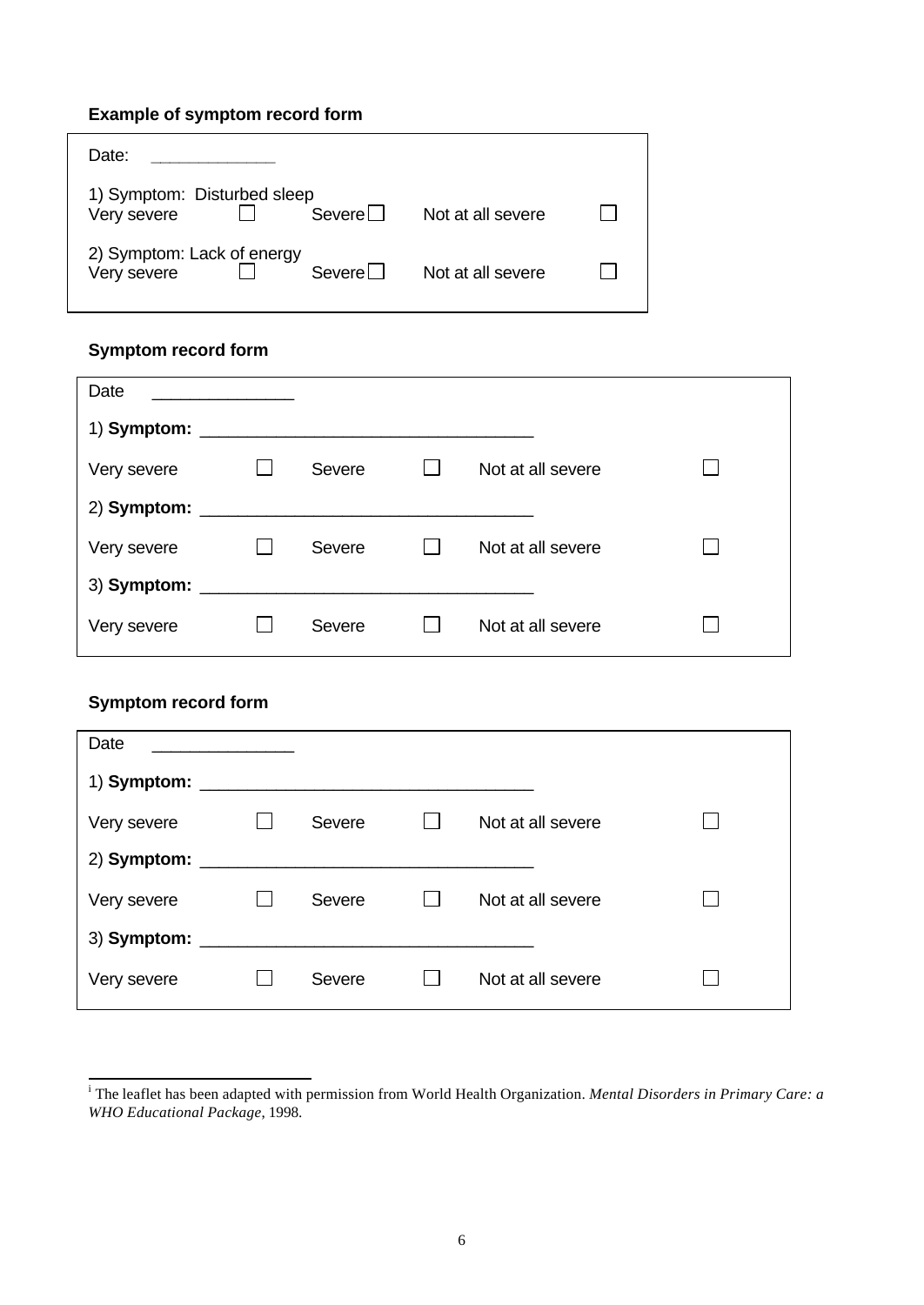**Example of symptom record form**

Date: _____________

1) Symptom: Disturbed sleep
Very severe ☐ Severe ☐ Not at all severe ☐

2) Symptom: Lack of energy
Very severe ☐ Severe ☐ Not at all severe ☐

**Symptom record form**

Date _______________

1) **Symptom:** __________________________________

Very severe ☐ Severe ☐ Not at all severe ☐

2) **Symptom:** __________________________________

Very severe ☐ Severe ☐ Not at all severe ☐

3) **Symptom:** __________________________________

Very severe ☐ Severe ☐ Not at all severe ☐

**Symptom record form**

Date _______________

1) **Symptom:** __________________________________

Very severe ☐ Severe ☐ Not at all severe ☐

2) **Symptom:** __________________________________

Very severe ☐ Severe ☐ Not at all severe ☐

3) **Symptom:** __________________________________

Very severe ☐ Severe ☐ Not at all severe ☐

---

[i] The leaflet has been adapted with permission from World Health Organization. *Mental Disorders in Primary Care: a WHO Educational Package*, 1998.